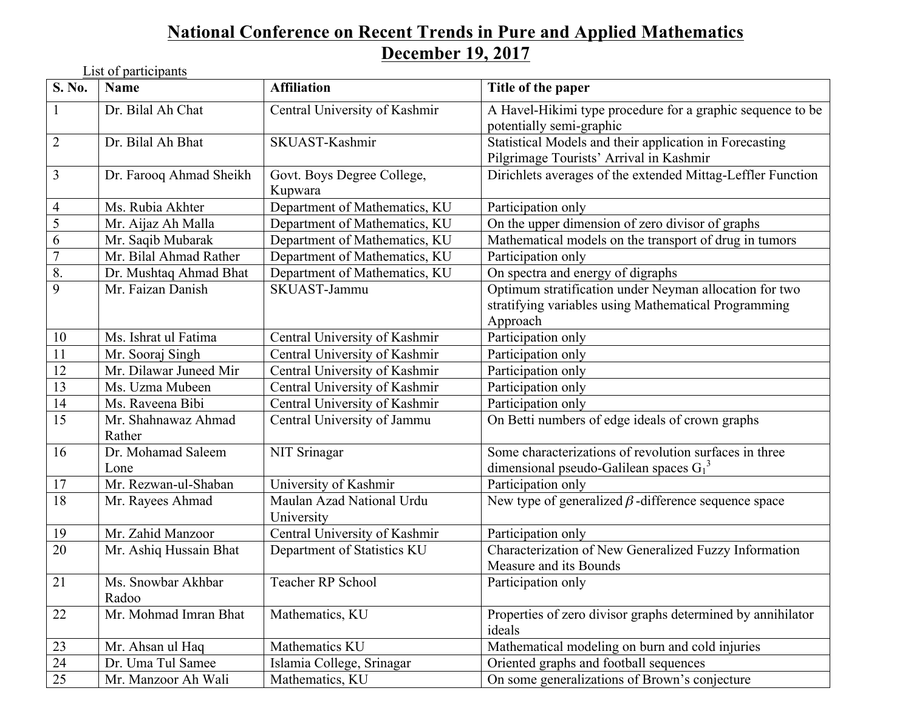# National Conference on Recent Trends in Pure and Applied Mathematics
## December 19, 2017

List of participants

| S. No. | Name | Affiliation | Title of the paper |
|---|---|---|---|
| 1 | Dr. Bilal Ah Chat | Central University of Kashmir | A Havel-Hikimi type procedure for a graphic sequence to be potentially semi-graphic |
| 2 | Dr. Bilal Ah Bhat | SKUAST-Kashmir | Statistical Models and their application in Forecasting Pilgrimage Tourists' Arrival in Kashmir |
| 3 | Dr. Farooq Ahmad Sheikh | Govt. Boys Degree College, Kupwara | Dirichlets averages of the extended Mittag-Leffler Function |
| 4 | Ms. Rubia Akhter | Department of Mathematics, KU | Participation only |
| 5 | Mr. Aijaz Ah Malla | Department of Mathematics, KU | On the upper dimension of zero divisor of graphs |
| 6 | Mr. Saqib Mubarak | Department of Mathematics, KU | Mathematical models on the transport of drug in tumors |
| 7 | Mr. Bilal Ahmad Rather | Department of Mathematics, KU | Participation only |
| 8. | Dr. Mushtaq Ahmad Bhat | Department of Mathematics, KU | On spectra and energy of digraphs |
| 9 | Mr. Faizan Danish | SKUAST-Jammu | Optimum stratification under Neyman allocation for two stratifying variables using Mathematical Programming Approach |
| 10 | Ms. Ishrat ul Fatima | Central University of Kashmir | Participation only |
| 11 | Mr. Sooraj Singh | Central University of Kashmir | Participation only |
| 12 | Mr. Dilawar Juneed Mir | Central University of Kashmir | Participation only |
| 13 | Ms. Uzma Mubeen | Central University of Kashmir | Participation only |
| 14 | Ms. Raveena Bibi | Central University of Kashmir | Participation only |
| 15 | Mr. Shahnawaz Ahmad Rather | Central University of Jammu | On Betti numbers of edge ideals of crown graphs |
| 16 | Dr. Mohamad Saleem Lone | NIT Srinagar | Some characterizations of revolution surfaces in three dimensional pseudo-Galilean spaces $G_1^3$ |
| 17 | Mr. Rezwan-ul-Shaban | University of Kashmir | Participation only |
| 18 | Mr. Rayees Ahmad | Maulan Azad National Urdu University | New type of generalized $\beta$-difference sequence space |
| 19 | Mr. Zahid Manzoor | Central University of Kashmir | Participation only |
| 20 | Mr. Ashiq Hussain Bhat | Department of Statistics KU | Characterization of New Generalized Fuzzy Information Measure and its Bounds |
| 21 | Ms. Snowbar Akhbar Radoo | Teacher RP School | Participation only |
| 22 | Mr. Mohmad Imran Bhat | Mathematics, KU | Properties of zero divisor graphs determined by annihilator ideals |
| 23 | Mr. Ahsan ul Haq | Mathematics KU | Mathematical modeling on burn and cold injuries |
| 24 | Dr. Uma Tul Samee | Islamia College, Srinagar | Oriented graphs and football sequences |
| 25 | Mr. Manzoor Ah Wali | Mathematics, KU | On some generalizations of Brown's conjecture |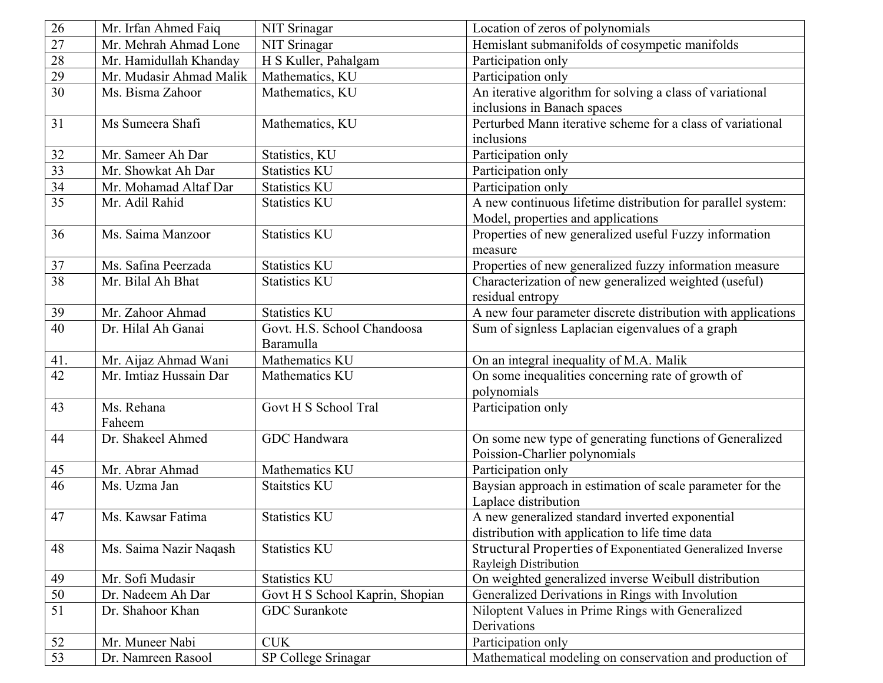| 26 | Mr. Irfan Ahmed Faiq | NIT Srinagar | Location of zeros of polynomials |
|---|---|---|---|
| 27 | Mr. Mehrah Ahmad Lone | NIT Srinagar | Hemislant submanifolds of cosympetic manifolds |
| 28 | Mr. Hamidullah Khanday | H S Kuller, Pahalgam | Participation only |
| 29 | Mr. Mudasir Ahmad Malik | Mathematics, KU | Participation only |
| 30 | Ms. Bisma Zahoor | Mathematics, KU | An iterative algorithm for solving a class of variational inclusions in Banach spaces |
| 31 | Ms Sumeera Shafi | Mathematics, KU | Perturbed Mann iterative scheme for a class of variational inclusions |
| 32 | Mr. Sameer Ah Dar | Statistics, KU | Participation only |
| 33 | Mr. Showkat Ah Dar | Statistics KU | Participation only |
| 34 | Mr. Mohamad Altaf Dar | Statistics KU | Participation only |
| 35 | Mr. Adil Rahid | Statistics KU | A new continuous lifetime distribution for parallel system: Model, properties and applications |
| 36 | Ms. Saima Manzoor | Statistics KU | Properties of new generalized useful Fuzzy information measure |
| 37 | Ms. Safina Peerzada | Statistics KU | Properties of new generalized fuzzy information measure |
| 38 | Mr. Bilal Ah Bhat | Statistics KU | Characterization of new generalized weighted (useful) residual entropy |
| 39 | Mr. Zahoor Ahmad | Statistics KU | A new four parameter discrete distribution with applications |
| 40 | Dr. Hilal Ah Ganai | Govt. H.S. School Chandoosa Baramulla | Sum of signless Laplacian eigenvalues of a graph |
| 41. | Mr. Aijaz Ahmad Wani | Mathematics KU | On an integral inequality of M.A. Malik |
| 42 | Mr. Imtiaz Hussain Dar | Mathematics KU | On some inequalities concerning rate of growth of polynomials |
| 43 | Ms. Rehana Faheem | Govt H S School Tral | Participation only |
| 44 | Dr. Shakeel Ahmed | GDC Handwara | On some new type of generating functions of Generalized Poission-Charlier polynomials |
| 45 | Mr. Abrar Ahmad | Mathematics KU | Participation only |
| 46 | Ms. Uzma Jan | Staitstics KU | Baysian approach in estimation of scale parameter for the Laplace distribution |
| 47 | Ms. Kawsar Fatima | Statistics KU | A new generalized standard inverted exponential distribution with application to life time data |
| 48 | Ms. Saima Nazir Naqash | Statistics KU | Structural Properties of Exponentiated Generalized Inverse Rayleigh Distribution |
| 49 | Mr. Sofi Mudasir | Statistics KU | On weighted generalized inverse Weibull distribution |
| 50 | Dr. Nadeem Ah Dar | Govt H S School Kaprin, Shopian | Generalized Derivations in Rings with Involution |
| 51 | Dr. Shahoor Khan | GDC Surankote | Niloptent Values in Prime Rings with Generalized Derivations |
| 52 | Mr. Muneer Nabi | CUK | Participation only |
| 53 | Dr. Namreen Rasool | SP College Srinagar | Mathematical modeling on conservation and production of |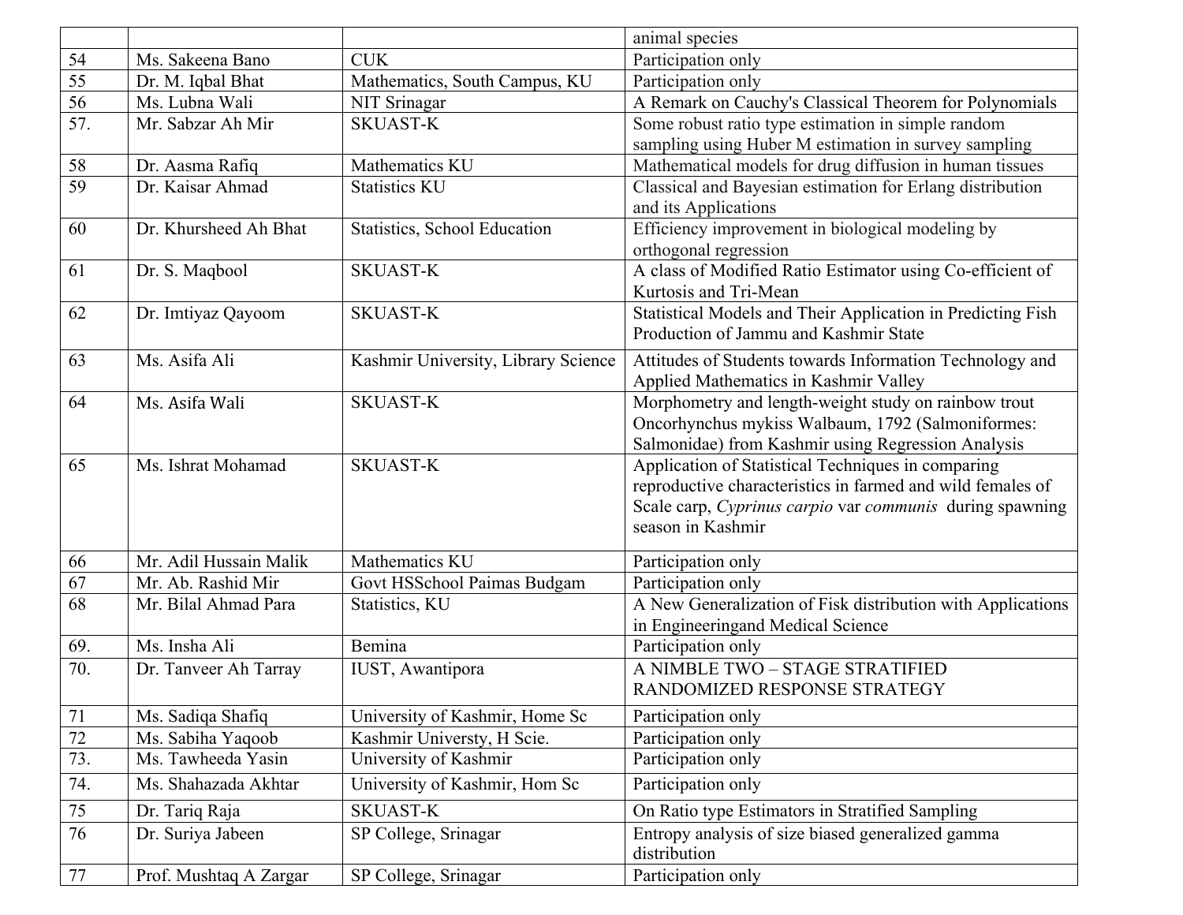| | | | |
|---|---|---|---|
| | | | animal species |
| 54 | Ms. Sakeena Bano | CUK | Participation only |
| 55 | Dr. M. Iqbal Bhat | Mathematics, South Campus, KU | Participation only |
| 56 | Ms. Lubna Wali | NIT Srinagar | A Remark on Cauchy's Classical Theorem for Polynomials |
| 57. | Mr. Sabzar Ah Mir | SKUAST-K | Some robust ratio type estimation in simple random sampling using Huber M estimation in survey sampling |
| 58 | Dr. Aasma Rafiq | Mathematics KU | Mathematical models for drug diffusion in human tissues |
| 59 | Dr. Kaisar Ahmad | Statistics KU | Classical and Bayesian estimation for Erlang distribution and its Applications |
| 60 | Dr. Khursheed Ah Bhat | Statistics, School Education | Efficiency improvement in biological modeling by orthogonal regression |
| 61 | Dr. S. Maqbool | SKUAST-K | A class of Modified Ratio Estimator using Co-efficient of Kurtosis and Tri-Mean |
| 62 | Dr. Imtiyaz Qayoom | SKUAST-K | Statistical Models and Their Application in Predicting Fish Production of Jammu and Kashmir State |
| 63 | Ms. Asifa Ali | Kashmir University, Library Science | Attitudes of Students towards Information Technology and Applied Mathematics in Kashmir Valley |
| 64 | Ms. Asifa Wali | SKUAST-K | Morphometry and length-weight study on rainbow trout Oncorhynchus mykiss Walbaum, 1792 (Salmoniformes: Salmonidae) from Kashmir using Regression Analysis |
| 65 | Ms. Ishrat Mohamad | SKUAST-K | Application of Statistical Techniques in comparing reproductive characteristics in farmed and wild females of Scale carp, *Cyprinus carpio* var *communis* during spawning season in Kashmir |
| 66 | Mr. Adil Hussain Malik | Mathematics KU | Participation only |
| 67 | Mr. Ab. Rashid Mir | Govt HSSchool Paimas Budgam | Participation only |
| 68 | Mr. Bilal Ahmad Para | Statistics, KU | A New Generalization of Fisk distribution with Applications in Engineeringand Medical Science |
| 69. | Ms. Insha Ali | Bemina | Participation only |
| 70. | Dr. Tanveer Ah Tarray | IUST, Awantipora | A NIMBLE TWO – STAGE STRATIFIED RANDOMIZED RESPONSE STRATEGY |
| 71 | Ms. Sadiqa Shafiq | University of Kashmir, Home Sc | Participation only |
| 72 | Ms. Sabiha Yaqoob | Kashmir Universty, H Scie. | Participation only |
| 73. | Ms. Tawheeda Yasin | University of Kashmir | Participation only |
| 74. | Ms. Shahazada Akhtar | University of Kashmir, Hom Sc | Participation only |
| 75 | Dr. Tariq Raja | SKUAST-K | On Ratio type Estimators in Stratified Sampling |
| 76 | Dr. Suriya Jabeen | SP College, Srinagar | Entropy analysis of size biased generalized gamma distribution |
| 77 | Prof. Mushtaq A Zargar | SP College, Srinagar | Participation only |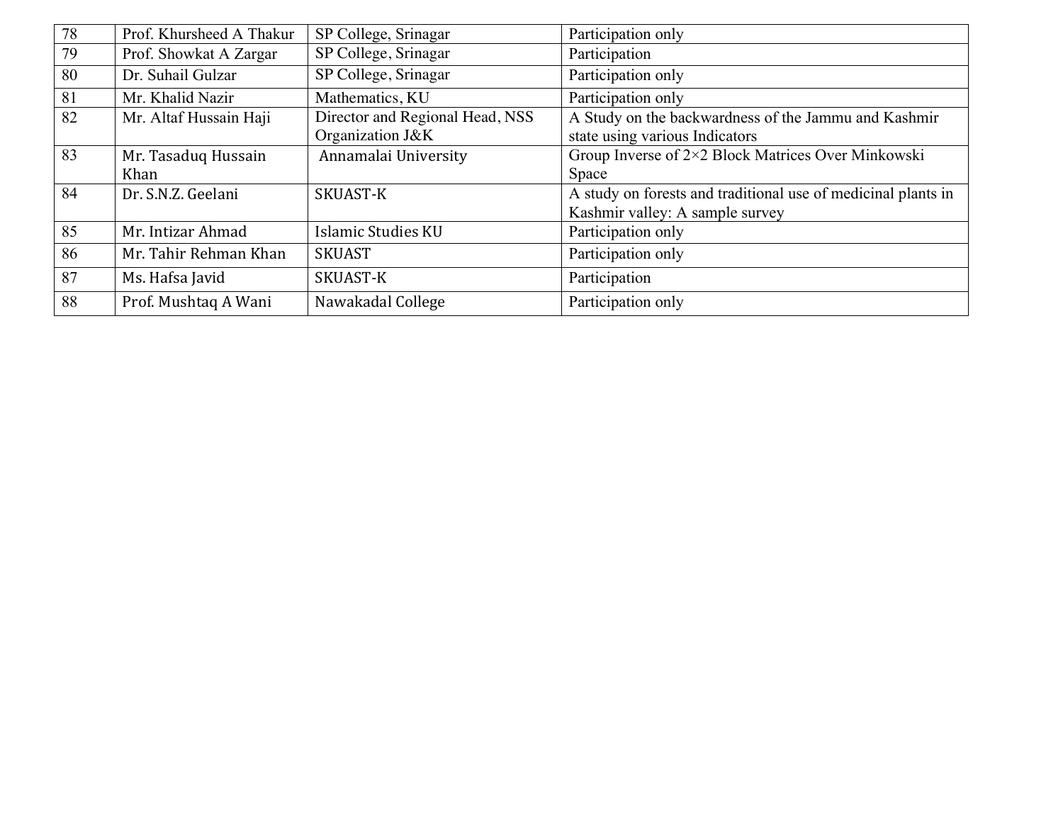| | | | |
|---|---|---|---|
| 78 | Prof. Khursheed A Thakur | SP College, Srinagar | Participation only |
| 79 | Prof. Showkat A Zargar | SP College, Srinagar | Participation |
| 80 | Dr. Suhail Gulzar | SP College, Srinagar | Participation only |
| 81 | Mr. Khalid Nazir | Mathematics, KU | Participation only |
| 82 | Mr. Altaf Hussain Haji | Director and Regional Head, NSS Organization J&K | A Study on the backwardness of the Jammu and Kashmir state using various Indicators |
| 83 | Mr. Tasaduq Hussain Khan | Annamalai University | Group Inverse of 2×2 Block Matrices Over Minkowski Space |
| 84 | Dr. S.N.Z. Geelani | SKUAST-K | A study on forests and traditional use of medicinal plants in Kashmir valley: A sample survey |
| 85 | Mr. Intizar Ahmad | Islamic Studies KU | Participation only |
| 86 | Mr. Tahir Rehman Khan | SKUAST | Participation only |
| 87 | Ms. Hafsa Javid | SKUAST-K | Participation |
| 88 | Prof. Mushtaq A Wani | Nawakadal College | Participation only |